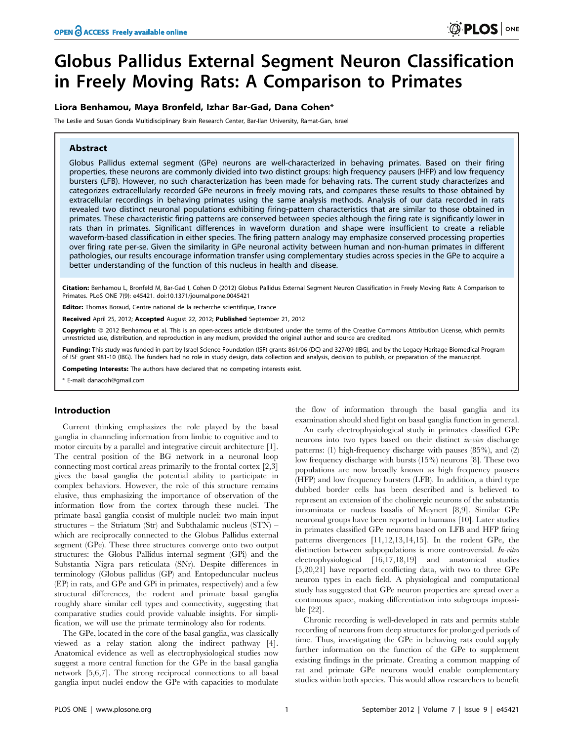# Globus Pallidus External Segment Neuron Classification in Freely Moving Rats: A Comparison to Primates

**Liora Benhamou, Maya Bronfeld, Izhar Bar-Gad, Dana Cohen***

The Leslie and Susan Gonda Multidisciplinary Brain Research Center, Bar-Ilan University, Ramat-Gan, Israel

## Abstract

Globus Pallidus external segment (GPe) neurons are well-characterized in behaving primates. Based on their firing properties, these neurons are commonly divided into two distinct groups: high frequency pausers (HFP) and low frequency bursters (LFB). However, no such characterization has been made for behaving rats. The current study characterizes and categorizes extracellularly recorded GPe neurons in freely moving rats, and compares these results to those obtained by extracellular recordings in behaving primates using the same analysis methods. Analysis of our data recorded in rats revealed two distinct neuronal populations exhibiting firing-pattern characteristics that are similar to those obtained in primates. These characteristic firing patterns are conserved between species although the firing rate is significantly lower in rats than in primates. Significant differences in waveform duration and shape were insufficient to create a reliable waveform-based classification in either species. The firing pattern analogy may emphasize conserved processing properties over firing rate per-se. Given the similarity in GPe neuronal activity between human and non-human primates in different pathologies, our results encourage information transfer using complementary studies across species in the GPe to acquire a better understanding of the function of this nucleus in health and disease.

**Citation:** Benhamou L, Bronfeld M, Bar-Gad I, Cohen D (2012) Globus Pallidus External Segment Neuron Classification in Freely Moving Rats: A Comparison to Primates. PLoS ONE 7(9): e45421. doi:10.1371/journal.pone.0045421

**Editor:** Thomas Boraud, Centre national de la recherche scientifique, France

**Received** April 25, 2012; **Accepted** August 22, 2012; **Published** September 21, 2012

**Copyright:** © 2012 Benhamou et al. This is an open-access article distributed under the terms of the Creative Commons Attribution License, which permits unrestricted use, distribution, and reproduction in any medium, provided the original author and source are credited.

**Funding:** This study was funded in part by Israel Science Foundation (ISF) grants 861/06 (DC) and 327/09 (IBG), and by the Legacy Heritage Biomedical Program of ISF grant 981-10 (IBG). The funders had no role in study design, data collection and analysis, decision to publish, or preparation of the manuscript.

**Competing Interests:** The authors have declared that no competing interests exist.

\* E-mail: danacoh@gmail.com

## Introduction

Current thinking emphasizes the role played by the basal ganglia in channeling information from limbic to cognitive and to motor circuits by a parallel and integrative circuit architecture [1]. The central position of the BG network in a neuronal loop connecting most cortical areas primarily to the frontal cortex [2,3] gives the basal ganglia the potential ability to participate in complex behaviors. However, the role of this structure remains elusive, thus emphasizing the importance of observation of the information flow from the cortex through these nuclei. The primate basal ganglia consist of multiple nuclei: two main input structures – the Striatum (Str) and Subthalamic nucleus (STN) – which are reciprocally connected to the Globus Pallidus external segment (GPe). These three structures converge onto two output structures: the Globus Pallidus internal segment (GPi) and the Substantia Nigra pars reticulata (SNr). Despite differences in terminology (Globus pallidus (GP) and Entopeduncular nucleus (EP) in rats, and GPe and GPi in primates, respectively) and a few structural differences, the rodent and primate basal ganglia roughly share similar cell types and connectivity, suggesting that comparative studies could provide valuable insights. For simplification, we will use the primate terminology also for rodents.

The GPe, located in the core of the basal ganglia, was classically viewed as a relay station along the indirect pathway [4]. Anatomical evidence as well as electrophysiological studies now suggest a more central function for the GPe in the basal ganglia network [5,6,7]. The strong reciprocal connections to all basal ganglia input nuclei endow the GPe with capacities to modulate the flow of information through the basal ganglia and its examination should shed light on basal ganglia function in general.

An early electrophysiological study in primates classified GPe neurons into two types based on their distinct *in-vivo* discharge patterns: (1) high-frequency discharge with pauses (85%), and (2) low frequency discharge with bursts (15%) neurons [8]. These two populations are now broadly known as high frequency pausers (HFP) and low frequency bursters (LFB). In addition, a third type dubbed border cells has been described and is believed to represent an extension of the cholinergic neurons of the substantia innominata or nucleus basalis of Meynert [8,9]. Similar GPe neuronal groups have been reported in humans [10]. Later studies in primates classified GPe neurons based on LFB and HFP firing patterns divergences [11,12,13,14,15]. In the rodent GPe, the distinction between subpopulations is more controversial. *In-vitro* electrophysiological [16,17,18,19] and anatomical studies [5,20,21] have reported conflicting data, with two to three GPe neuron types in each field. A physiological and computational study has suggested that GPe neuron properties are spread over a continuous space, making differentiation into subgroups impossible [22].

Chronic recording is well-developed in rats and permits stable recording of neurons from deep structures for prolonged periods of time. Thus, investigating the GPe in behaving rats could supply further information on the function of the GPe to supplement existing findings in the primate. Creating a common mapping of rat and primate GPe neurons would enable complementary studies within both species. This would allow researchers to benefit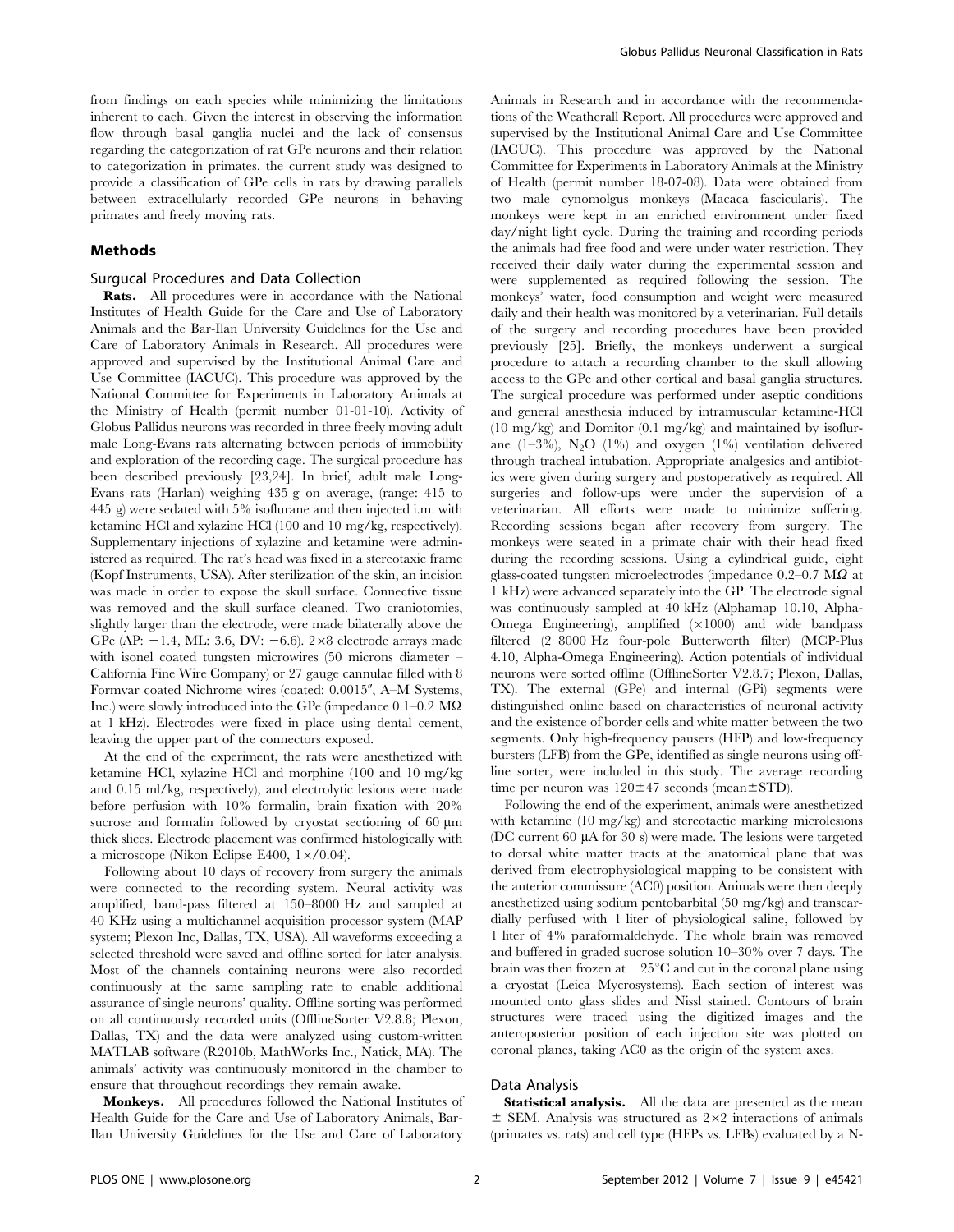from findings on each species while minimizing the limitations inherent to each. Given the interest in observing the information flow through basal ganglia nuclei and the lack of consensus regarding the categorization of rat GPe neurons and their relation to categorization in primates, the current study was designed to provide a classification of GPe cells in rats by drawing parallels between extracellularly recorded GPe neurons in behaving primates and freely moving rats.

## Methods

### Surgucal Procedures and Data Collection

**Rats.** All procedures were in accordance with the National Institutes of Health Guide for the Care and Use of Laboratory Animals and the Bar-Ilan University Guidelines for the Use and Care of Laboratory Animals in Research. All procedures were approved and supervised by the Institutional Animal Care and Use Committee (IACUC). This procedure was approved by the National Committee for Experiments in Laboratory Animals at the Ministry of Health (permit number 01-01-10). Activity of Globus Pallidus neurons was recorded in three freely moving adult male Long-Evans rats alternating between periods of immobility and exploration of the recording cage. The surgical procedure has been described previously [23,24]. In brief, adult male Long-Evans rats (Harlan) weighing 435 g on average, (range: 415 to 445 g) were sedated with 5% isoflurane and then injected i.m. with ketamine HCl and xylazine HCl (100 and 10 mg/kg, respectively). Supplementary injections of xylazine and ketamine were administered as required. The rat's head was fixed in a stereotaxic frame (Kopf Instruments, USA). After sterilization of the skin, an incision was made in order to expose the skull surface. Connective tissue was removed and the skull surface cleaned. Two craniotomies, slightly larger than the electrode, were made bilaterally above the GPe (AP: −1.4, ML: 3.6, DV: −6.6). 2×8 electrode arrays made with isonel coated tungsten microwires (50 microns diameter – California Fine Wire Company) or 27 gauge cannulae filled with 8 Formvar coated Nichrome wires (coated: 0.0015″, A–M Systems, Inc.) were slowly introduced into the GPe (impedance 0.1–0.2 MΩ at 1 kHz). Electrodes were fixed in place using dental cement, leaving the upper part of the connectors exposed.

At the end of the experiment, the rats were anesthetized with ketamine HCl, xylazine HCl and morphine (100 and 10 mg/kg and 0.15 ml/kg, respectively), and electrolytic lesions were made before perfusion with 10% formalin, brain fixation with 20% sucrose and formalin followed by cryostat sectioning of 60 μm thick slices. Electrode placement was confirmed histologically with a microscope (Nikon Eclipse E400, 1×/0.04).

Following about 10 days of recovery from surgery the animals were connected to the recording system. Neural activity was amplified, band-pass filtered at 150–8000 Hz and sampled at 40 KHz using a multichannel acquisition processor system (MAP system; Plexon Inc, Dallas, TX, USA). All waveforms exceeding a selected threshold were saved and offline sorted for later analysis. Most of the channels containing neurons were also recorded continuously at the same sampling rate to enable additional assurance of single neurons' quality. Offline sorting was performed on all continuously recorded units (OfflineSorter V2.8.8; Plexon, Dallas, TX) and the data were analyzed using custom-written MATLAB software (R2010b, MathWorks Inc., Natick, MA). The animals' activity was continuously monitored in the chamber to ensure that throughout recordings they remain awake.

**Monkeys.** All procedures followed the National Institutes of Health Guide for the Care and Use of Laboratory Animals, Bar-Ilan University Guidelines for the Use and Care of Laboratory Animals in Research and in accordance with the recommendations of the Weatherall Report. All procedures were approved and supervised by the Institutional Animal Care and Use Committee (IACUC). This procedure was approved by the National Committee for Experiments in Laboratory Animals at the Ministry of Health (permit number 18-07-08). Data were obtained from two male cynomolgus monkeys (Macaca fascicularis). The monkeys were kept in an enriched environment under fixed day/night light cycle. During the training and recording periods the animals had free food and were under water restriction. They received their daily water during the experimental session and were supplemented as required following the session. The monkeys' water, food consumption and weight were measured daily and their health was monitored by a veterinarian. Full details of the surgery and recording procedures have been provided previously [25]. Briefly, the monkeys underwent a surgical procedure to attach a recording chamber to the skull allowing access to the GPe and other cortical and basal ganglia structures. The surgical procedure was performed under aseptic conditions and general anesthesia induced by intramuscular ketamine-HCl (10 mg/kg) and Domitor (0.1 mg/kg) and maintained by isoflurane (1–3%), $N_2O$ (1%) and oxygen (1%) ventilation delivered through tracheal intubation. Appropriate analgesics and antibiotics were given during surgery and postoperatively as required. All surgeries and follow-ups were under the supervision of a veterinarian. All efforts were made to minimize suffering. Recording sessions began after recovery from surgery. The monkeys were seated in a primate chair with their head fixed during the recording sessions. Using a cylindrical guide, eight glass-coated tungsten microelectrodes (impedance 0.2–0.7 MΩ at 1 kHz) were advanced separately into the GP. The electrode signal was continuously sampled at 40 kHz (Alphamap 10.10, Alpha-Omega Engineering), amplified (×1000) and wide bandpass filtered (2–8000 Hz four-pole Butterworth filter) (MCP-Plus 4.10, Alpha-Omega Engineering). Action potentials of individual neurons were sorted offline (OfflineSorter V2.8.7; Plexon, Dallas, TX). The external (GPe) and internal (GPi) segments were distinguished online based on characteristics of neuronal activity and the existence of border cells and white matter between the two segments. Only high-frequency pausers (HFP) and low-frequency bursters (LFB) from the GPe, identified as single neurons using offline sorter, were included in this study. The average recording time per neuron was 120±47 seconds (mean±STD).

Following the end of the experiment, animals were anesthetized with ketamine (10 mg/kg) and stereotactic marking microlesions (DC current 60 μA for 30 s) were made. The lesions were targeted to dorsal white matter tracts at the anatomical plane that was derived from electrophysiological mapping to be consistent with the anterior commissure (AC0) position. Animals were then deeply anesthetized using sodium pentobarbital (50 mg/kg) and transcardially perfused with 1 liter of physiological saline, followed by 1 liter of 4% paraformaldehyde. The whole brain was removed and buffered in graded sucrose solution 10–30% over 7 days. The brain was then frozen at −25°C and cut in the coronal plane using a cryostat (Leica Mycrosystems). Each section of interest was mounted onto glass slides and Nissl stained. Contours of brain structures were traced using the digitized images and the anteroposterior position of each injection site was plotted on coronal planes, taking AC0 as the origin of the system axes.

### Data Analysis

**Statistical analysis.** All the data are presented as the mean ± SEM. Analysis was structured as 2×2 interactions of animals (primates vs. rats) and cell type (HFPs vs. LFBs) evaluated by a N-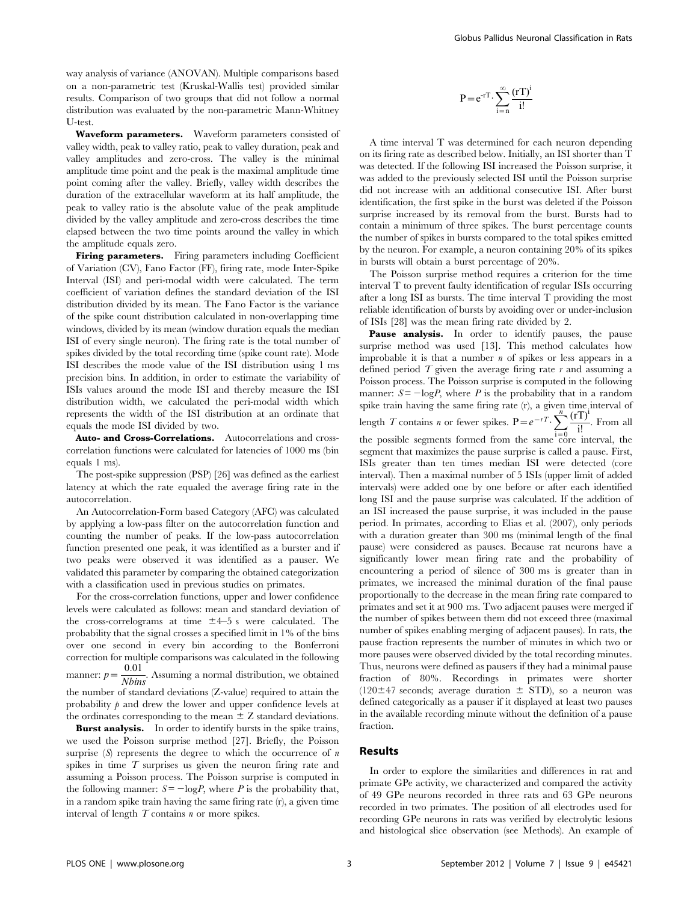way analysis of variance (ANOVAN). Multiple comparisons based on a non-parametric test (Kruskal-Wallis test) provided similar results. Comparison of two groups that did not follow a normal distribution was evaluated by the non-parametric Mann-Whitney U-test.

**Waveform parameters.** Waveform parameters consisted of valley width, peak to valley ratio, peak to valley duration, peak and valley amplitudes and zero-cross. The valley is the minimal amplitude time point and the peak is the maximal amplitude time point coming after the valley. Briefly, valley width describes the duration of the extracellular waveform at its half amplitude, the peak to valley ratio is the absolute value of the peak amplitude divided by the valley amplitude and zero-cross describes the time elapsed between the two time points around the valley in which the amplitude equals zero.

**Firing parameters.** Firing parameters including Coefficient of Variation (CV), Fano Factor (FF), firing rate, mode Inter-Spike Interval (ISI) and peri-modal width were calculated. The term coefficient of variation defines the standard deviation of the ISI distribution divided by its mean. The Fano Factor is the variance of the spike count distribution calculated in non-overlapping time windows, divided by its mean (window duration equals the median ISI of every single neuron). The firing rate is the total number of spikes divided by the total recording time (spike count rate). Mode ISI describes the mode value of the ISI distribution using 1 ms precision bins. In addition, in order to estimate the variability of ISIs values around the mode ISI and thereby measure the ISI distribution width, we calculated the peri-modal width which represents the width of the ISI distribution at an ordinate that equals the mode ISI divided by two.

**Auto- and Cross-Correlations.** Autocorrelations and cross-correlation functions were calculated for latencies of 1000 ms (bin equals 1 ms).

The post-spike suppression (PSP) [26] was defined as the earliest latency at which the rate equaled the average firing rate in the autocorrelation.

An Autocorrelation-Form based Category (AFC) was calculated by applying a low-pass filter on the autocorrelation function and counting the number of peaks. If the low-pass autocorrelation function presented one peak, it was identified as a burster and if two peaks were observed it was identified as a pauser. We validated this parameter by comparing the obtained categorization with a classification used in previous studies on primates.

For the cross-correlation functions, upper and lower confidence levels were calculated as follows: mean and standard deviation of the cross-correlograms at time ±4–5 s were calculated. The probability that the signal crosses a specified limit in 1% of the bins over one second in every bin according to the Bonferroni correction for multiple comparisons was calculated in the following manner: $p = \frac{0.01}{Nbins}$. Assuming a normal distribution, we obtained the number of standard deviations (Z-value) required to attain the probability $p$ and drew the lower and upper confidence levels at the ordinates corresponding to the mean ± Z standard deviations.

**Burst analysis.** In order to identify bursts in the spike trains, we used the Poisson surprise method [27]. Briefly, the Poisson surprise ($S$) represents the degree to which the occurrence of $n$ spikes in time $T$ surprises us given the neuron firing rate and assuming a Poisson process. The Poisson surprise is computed in the following manner: $S = -\log P$, where $P$ is the probability that, in a random spike train having the same firing rate (r), a given time interval of length $T$ contains $n$ or more spikes.

$$P = e^{-rT} \cdot \sum_{i=n}^{\infty} \frac{(rT)^i}{i!}$$

A time interval T was determined for each neuron depending on its firing rate as described below. Initially, an ISI shorter than T was detected. If the following ISI increased the Poisson surprise, it was added to the previously selected ISI until the Poisson surprise did not increase with an additional consecutive ISI. After burst identification, the first spike in the burst was deleted if the Poisson surprise increased by its removal from the burst. Bursts had to contain a minimum of three spikes. The burst percentage counts the number of spikes in bursts compared to the total spikes emitted by the neuron. For example, a neuron containing 20% of its spikes in bursts will obtain a burst percentage of 20%.

The Poisson surprise method requires a criterion for the time interval T to prevent faulty identification of regular ISIs occurring after a long ISI as bursts. The time interval T providing the most reliable identification of bursts by avoiding over or under-inclusion of ISIs [28] was the mean firing rate divided by 2.

**Pause analysis.** In order to identify pauses, the pause surprise method was used [13]. This method calculates how improbable it is that a number $n$ of spikes or less appears in a defined period $T$ given the average firing rate $r$ and assuming a Poisson process. The Poisson surprise is computed in the following manner: $S = -\log P$, where $P$ is the probability that in a random spike train having the same firing rate (r), a given time interval of length $T$ contains $n$ or fewer spikes. $P = e^{-rT} \cdot \sum_{i=0}^{n} \frac{(rT)^i}{i!}$. From all the possible segments formed from the same core interval, the segment that maximizes the pause surprise is called a pause. First, ISIs greater than ten times median ISI were detected (core interval). Then a maximal number of 5 ISIs (upper limit of added intervals) were added one by one before or after each identified long ISI and the pause surprise was calculated. If the addition of an ISI increased the pause surprise, it was included in the pause period. In primates, according to Elias et al. (2007), only periods with a duration greater than 300 ms (minimal length of the final pause) were considered as pauses. Because rat neurons have a significantly lower mean firing rate and the probability of encountering a period of silence of 300 ms is greater than in primates, we increased the minimal duration of the final pause proportionally to the decrease in the mean firing rate compared to primates and set it at 900 ms. Two adjacent pauses were merged if the number of spikes between them did not exceed three (maximal number of spikes enabling merging of adjacent pauses). In rats, the pause fraction represents the number of minutes in which two or more pauses were observed divided by the total recording minutes. Thus, neurons were defined as pausers if they had a minimal pause fraction of 80%. Recordings in primates were shorter (120±47 seconds; average distance ± STD), so a neuron was defined categorically as a pauser if it displayed at least two pauses in the available recording minute without the definition of a pause fraction.

## Results

In order to explore the similarities and differences in rat and primate GPe activity, we characterized and compared the activity of 49 GPe neurons recorded in three rats and 63 GPe neurons recorded in two primates. The position of all electrodes used for recording GPe neurons in rats was verified by electrolytic lesions and histological slice observation (see Methods). An example of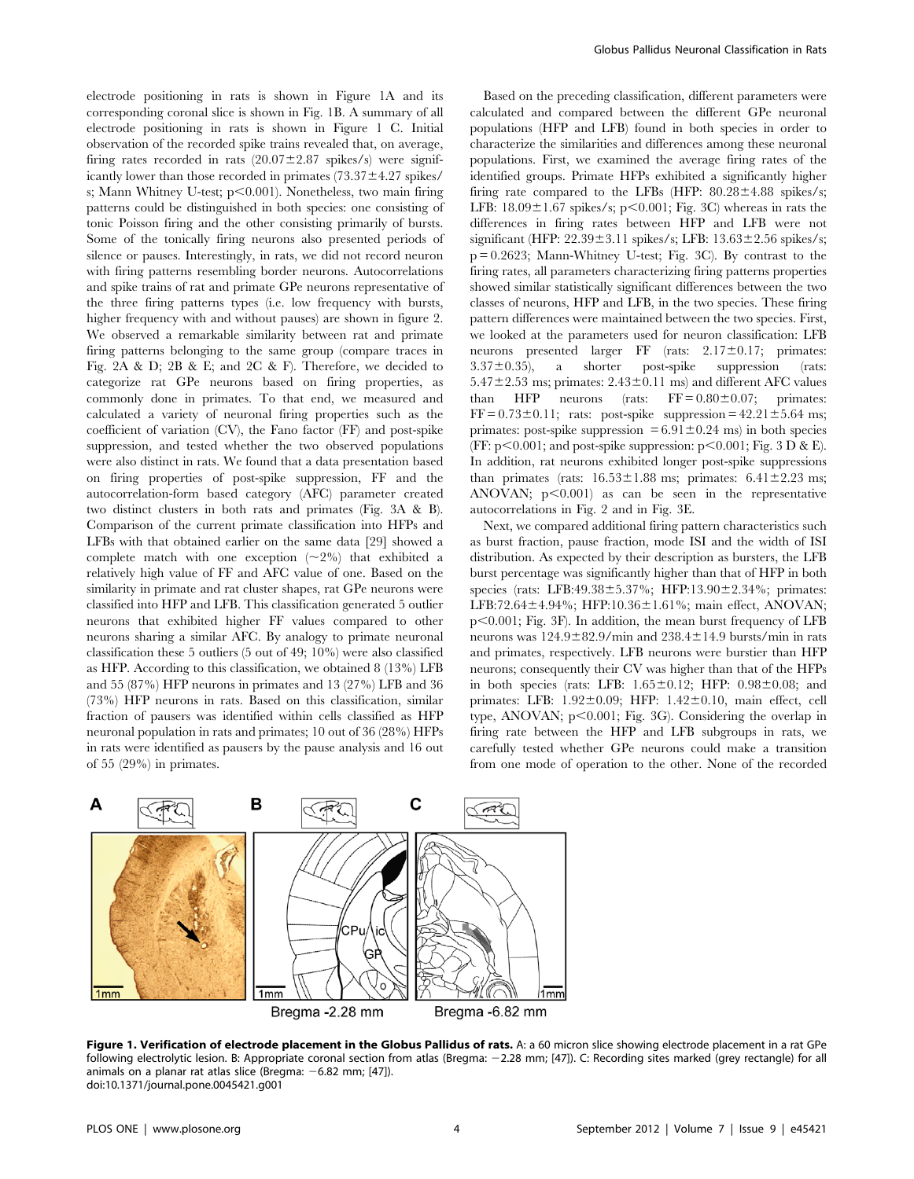electrode positioning in rats is shown in Figure 1A and its corresponding coronal slice is shown in Fig. 1B. A summary of all electrode positioning in rats is shown in Figure 1 C. Initial observation of the recorded spike trains revealed that, on average, firing rates recorded in rats (20.07±2.87 spikes/s) were significantly lower than those recorded in primates (73.37±4.27 spikes/s; Mann Whitney U-test; $p<0.001$). Nonetheless, two main firing patterns could be distinguished in both species: one consisting of tonic Poisson firing and the other consisting primarily of bursts. Some of the tonically firing neurons also presented periods of silence or pauses. Interestingly, in rats, we did not record neuron with firing patterns resembling border neurons. Autocorrelations and spike trains of rat and primate GPe neurons representative of the three firing patterns types (i.e. low frequency with bursts, higher frequency with and without pauses) are shown in figure 2. We observed a remarkable similarity between rat and primate firing patterns belonging to the same group (compare traces in Fig. 2A & D; 2B & E; and 2C & F). Therefore, we decided to categorize rat GPe neurons based on firing properties, as commonly done in primates. To that end, we measured and calculated a variety of neuronal firing properties such as the coefficient of variation (CV), the Fano factor (FF) and post-spike suppression, and tested whether the two observed populations were also distinct in rats. We found that a data presentation based on firing properties of post-spike suppression, FF and the autocorrelation-form based category (AFC) parameter created two distinct clusters in both rats and primates (Fig. 3A & B). Comparison of the current primate classification into HFPs and LFBs with that obtained earlier on the same data [29] showed a complete match with one exception (~2%) that exhibited a relatively high value of FF and AFC value of one. Based on the similarity in primate and rat cluster shapes, rat GPe neurons were classified into HFP and LFB. This classification generated 5 outlier neurons that exhibited higher FF values compared to other neurons sharing a similar AFC. By analogy to primate neuronal classification these 5 outliers (5 out of 49; 10%) were also classified as HFP. According to this classification, we obtained 8 (13%) LFB and 55 (87%) HFP neurons in primates and 13 (27%) LFB and 36 (73%) HFP neurons in rats. Based on this classification, similar fraction of pausers was identified within cells classified as HFP neuronal population in rats and primates; 10 out of 36 (28%) HFPs in rats were identified as pausers by the pause analysis and 16 out of 55 (29%) in primates.

Based on the preceding classification, different parameters were calculated and compared between the different GPe neuronal populations (HFP and LFB) found in both species in order to characterize the similarities and differences among these neuronal populations. First, we examined the average firing rates of the identified groups. Primate HFPs exhibited a significantly higher firing rate compared to the LFBs (HFP: 80.28±4.88 spikes/s; LFB: 18.09±1.67 spikes/s; $p<0.001$; Fig. 3C) whereas in rats the differences in firing rates between HFP and LFB were not significant (HFP: 22.39±3.11 spikes/s; LFB: 13.63±2.56 spikes/s; $p=0.2623$; Mann-Whitney U-test; Fig. 3C). By contrast to the firing rates, all parameters characterizing firing patterns properties showed similar statistically significant differences between the two classes of neurons, HFP and LFB, in the two species. These firing pattern differences were maintained between the two species. First, we looked at the parameters used for neuron classification: LFB neurons presented larger FF (rats: 2.17±0.17; primates: 3.37±0.35), a shorter post-spike suppression (rats: 5.47±2.53 ms; primates: 2.43±0.11 ms) and different AFC values than HFP neurons (rats: FF = 0.80±0.07; primates: FF = 0.73±0.11; rats: post-spike suppression = 42.21±5.64 ms; primates: post-spike suppression = 6.91±0.24 ms) in both species (FF: $p<0.001$; and post-spike suppression: $p<0.001$; Fig. 3 D & E). In addition, rat neurons exhibited longer post-spike suppressions than primates (rats: 16.53±1.88 ms; primates: 6.41±2.23 ms; ANOVAN; $p<0.001$) as can be seen in the representative autocorrelations in Fig. 2 and in Fig. 3E.

Next, we compared additional firing pattern characteristics such as burst fraction, pause fraction, mode ISI and the width of ISI distribution. As expected by their description as bursters, the LFB burst percentage was significantly higher than that of HFP in both species (rats: LFB:49.38±5.37%; HFP:13.90±2.34%; primates: LFB:72.64±4.94%; HFP:10.36±1.61%; main effect, ANOVAN; $p<0.001$; Fig. 3F). In addition, the mean burst frequency of LFB neurons was 124.9±82.9/min and 238.4±14.9 bursts/min in rats and primates, respectively. LFB neurons were burstier than HFP neurons; consequently their CV was higher than that of the HFPs in both species (rats: LFB: 1.65±0.12; HFP: 0.98±0.08; and primates: LFB: 1.92±0.09; HFP: 1.42±0.10, main effect, cell type, ANOVAN; $p<0.001$; Fig. 3G). Considering the overlap in firing rate between the HFP and LFB subgroups in rats, we carefully tested whether GPe neurons could make a transition from one mode of operation to the other. None of the recorded

**Figure 1. Verification of electrode placement in the Globus Pallidus of rats.** A: a 60 micron slice showing electrode placement in a rat GPe following electrolytic lesion. B: Appropriate coronal section from atlas (Bregma: −2.28 mm; [47]). C: Recording sites marked (grey rectangle) for all animals on a planar rat atlas slice (Bregma: −6.82 mm; [47]).
doi:10.1371/journal.pone.0045421.g001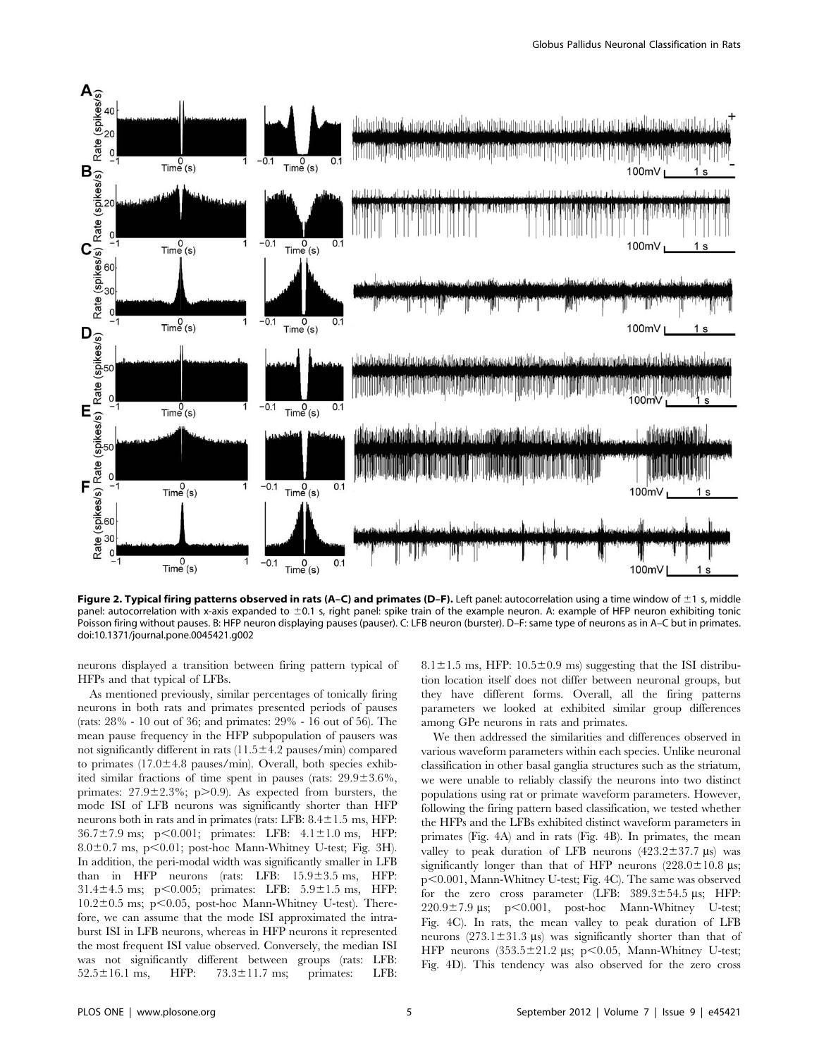**Figure 2. Typical firing patterns observed in rats (A–C) and primates (D–F).** Left panel: autocorrelation using a time window of ±1 s, middle panel: autocorrelation with x-axis expanded to ±0.1 s, right panel: spike train of the example neuron. A: example of HFP neuron exhibiting tonic Poisson firing without pauses. B: HFP neuron displaying pauses (pauser). C: LFB neuron (burster). D–F: same type of neurons as in A–C but in primates. doi:10.1371/journal.pone.0045421.g002

neurons displayed a transition between firing pattern typical of HFPs and that typical of LFBs.

As mentioned previously, similar percentages of tonically firing neurons in both rats and primates presented periods of pauses (rats: 28% - 10 out of 36; and primates: 29% - 16 out of 56). The mean pause frequency in the HFP subpopulation of pausers was not significantly different in rats (11.5±4.2 pauses/min) compared to primates (17.0±4.8 pauses/min). Overall, both species exhibited similar fractions of time spent in pauses (rats: 29.9±3.6%, primates: 27.9±2.3%; $p>0.9$). As expected from bursters, the mode ISI of LFB neurons was significantly shorter than HFP neurons both in rats and in primates (rats: LFB: 8.4±1.5 ms, HFP: 36.7±7.9 ms; $p<0.001$; primates: LFB: 4.1±1.0 ms, HFP: 8.0±0.7 ms, $p<0.01$; post-hoc Mann-Whitney U-test; Fig. 3H). In addition, the peri-modal width was significantly smaller in LFB than in HFP neurons (rats: LFB: 15.9±3.5 ms, HFP: 31.4±4.5 ms; $p<0.005$; primates: LFB: 5.9±1.5 ms, HFP: 10.2±0.5 ms; $p<0.05$, post-hoc Mann-Whitney U-test). Therefore, we can assume that the mode ISI approximated the intra-burst ISI in LFB neurons, whereas in HFP neurons it represented the most frequent ISI value observed. Conversely, the median ISI was not significantly different between groups (rats: LFB: 52.5±16.1 ms, HFP: 73.3±11.7 ms; primates: LFB: 8.1±1.5 ms, HFP: 10.5±0.9 ms) suggesting that the ISI distribution location itself does not differ between neuronal groups, but they have different forms. Overall, all the firing patterns parameters we looked at exhibited similar group differences among GPe neurons in rats and primates.

We then addressed the similarities and differences observed in various waveform parameters within each species. Unlike neuronal classification in other basal ganglia structures such as the striatum, we were unable to reliably classify the neurons into two distinct populations using rat or primate waveform parameters. However, following the firing pattern based classification, we tested whether the HFPs and the LFBs exhibited distinct waveform parameters in primates (Fig. 4A) and in rats (Fig. 4B). In primates, the mean valley to peak duration of LFB neurons (423.2±37.7 µs) was significantly longer than that of HFP neurons (228.0±10.8 µs; $p<0.001$, Mann-Whitney U-test; Fig. 4C). The same was observed for the zero cross parameter (LFB: 389.3±54.5 µs; HFP: 220.9±7.9 µs; $p<0.001$, post-hoc Mann-Whitney U-test; Fig. 4C). In rats, the mean valley to peak duration of LFB neurons (273.1±31.3 µs) was significantly shorter than that of HFP neurons (353.5±21.2 µs; $p<0.05$, Mann-Whitney U-test; Fig. 4D). This tendency was also observed for the zero cross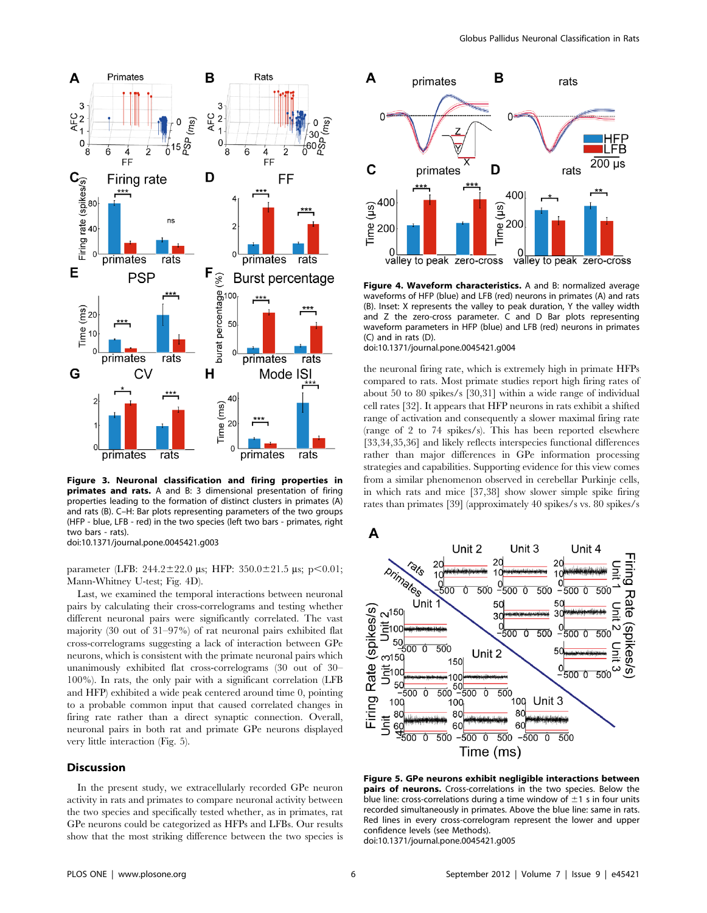**Figure 3. Neuronal classification and firing properties in primates and rats.** A and B: 3 dimensional presentation of firing properties leading to the formation of distinct clusters in primates (A) and rats (B). C–H: Bar plots representing parameters of the two groups (HFP - blue, LFB - red) in the two species (left two bars - primates, right two bars - rats).
doi:10.1371/journal.pone.0045421.g003

parameter (LFB: 244.2±22.0 µs; HFP: 350.0±21.5 µs; $p<0.01$; Mann-Whitney U-test; Fig. 4D).

Last, we examined the temporal interactions between neuronal pairs by calculating their cross-correlograms and testing whether different neuronal pairs were significantly correlated. The vast majority (30 out of 31–97%) of rat neuronal pairs exhibited flat cross-correlograms suggesting a lack of interaction between GPe neurons, which is consistent with the primate neuronal pairs which unanimously exhibited flat cross-correlograms (30 out of 30–100%). In rats, the only pair with a significant correlation (LFB and HFP) exhibited a wide peak centered around time 0, pointing to a probable common input that caused correlated changes in firing rate rather than a direct synaptic connection. Overall, neuronal pairs in both rat and primate GPe neurons displayed very little interaction (Fig. 5).

## Discussion

In the present study, we extracellularly recorded GPe neuron activity in rats and primates to compare neuronal activity between the two species and specifically tested whether, as in primates, rat GPe neurons could be categorized as HFPs and LFBs. Our results show that the most striking difference between the two species is the neuronal firing rate, which is extremely high in primate HFPs compared to rats. Most primate studies report high firing rates of about 50 to 80 spikes/s [30,31] within a wide range of individual cell rates [32]. It appears that HFP neurons in rats exhibit a shifted range of activation and consequently a slower maximal firing rate (range of 2 to 74 spikes/s). This has been reported elsewhere [33,34,35,36] and likely reflects interspecies functional differences rather than major differences in GPe information processing strategies and capabilities. Supporting evidence for this view comes from a similar phenomenon observed in cerebellar Purkinje cells, in which rats and mice [37,38] show slower simple spike firing rates than primates [39] (approximately 40 spikes/s vs. 80 spikes/s

**Figure 4. Waveform characteristics.** A and B: normalized average waveforms of HFP (blue) and LFB (red) neurons in primates (A) and rats (B). Inset: X represents the valley to peak duration, Y the valley width and Z the zero-cross parameter. C and D Bar plots representing waveform parameters in HFP (blue) and LFB (red) neurons in primates (C) and in rats (D).
doi:10.1371/journal.pone.0045421.g004

**Figure 5. GPe neurons exhibit negligible interactions between pairs of neurons.** Cross-correlations in the two species. Below the blue line: cross-correlations during a time window of ±1 s in four units recorded simultaneously in primates. Above the blue line: same in rats. Red lines in every cross-correlogram represent the lower and upper confidence levels (see Methods).
doi:10.1371/journal.pone.0045421.g005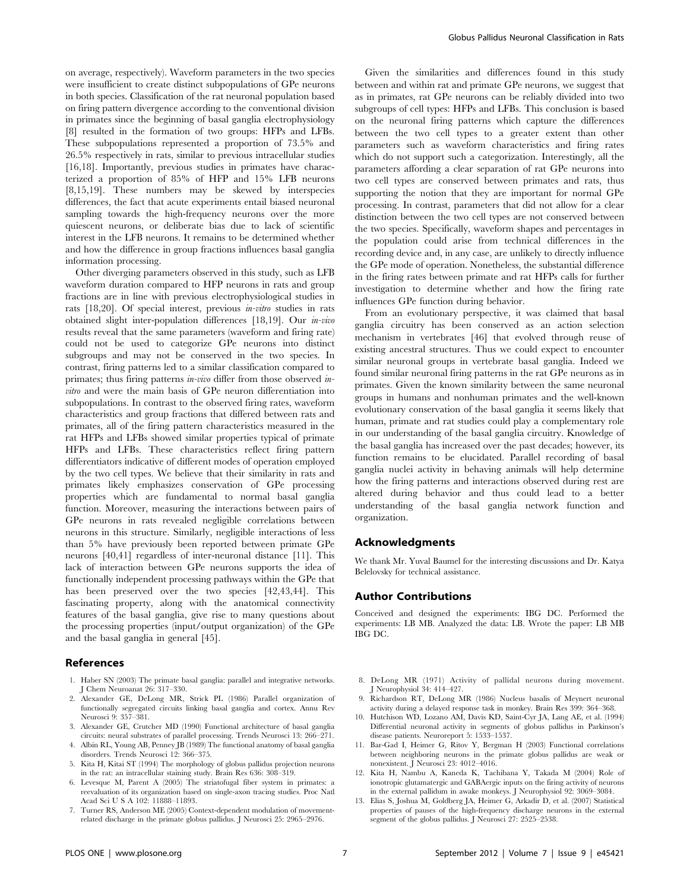on average, respectively). Waveform parameters in the two species were insufficient to create distinct subpopulations of GPe neurons in both species. Classification of the rat neuronal population based on firing pattern divergence according to the conventional division in primates since the beginning of basal ganglia electrophysiology [8] resulted in the formation of two groups: HFPs and LFBs. These subpopulations represented a proportion of 73.5% and 26.5% respectively in rats, similar to previous intracellular studies [16,18]. Importantly, previous studies in primates have characterized a proportion of 85% of HFP and 15% LFB neurons [8,15,19]. These numbers may be skewed by interspecies differences, the fact that acute experiments entail biased neuronal sampling towards the high-frequency neurons over the more quiescent neurons, or deliberate bias due to lack of scientific interest in the LFB neurons. It remains to be determined whether and how the difference in group fractions influences basal ganglia information processing.

Other diverging parameters observed in this study, such as LFB waveform duration compared to HFP neurons in rats and group fractions are in line with previous electrophysiological studies in rats [18,20]. Of special interest, previous *in-vitro* studies in rats obtained slight inter-population differences [18,19]. Our *in-vivo* results reveal that the same parameters (waveform and firing rate) could not be used to categorize GPe neurons into distinct subgroups and may not be conserved in the two species. In contrast, firing patterns led to a similar classification compared to primates; thus firing patterns *in-vivo* differ from those observed *in-vitro* and were the main basis of GPe neuron differentiation into subpopulations. In contrast to the observed firing rates, waveform characteristics and group fractions that differed between rats and primates, all of the firing pattern characteristics measured in the rat HFPs and LFBs showed similar properties typical of primate HFPs and LFBs. These characteristics reflect firing pattern differentiators indicative of different modes of operation employed by the two cell types. We believe that their similarity in rats and primates likely emphasizes conservation of GPe processing properties which are fundamental to normal basal ganglia function. Moreover, measuring the interactions between pairs of GPe neurons in rats revealed negligible correlations between neurons in this structure. Similarly, negligible interactions of less than 5% have previously been reported between primate GPe neurons [40,41] regardless of inter-neuronal distance [11]. This lack of interaction between GPe neurons supports the idea of functionally independent processing pathways within the GPe that has been preserved over the two species [42,43,44]. This fascinating property, along with the anatomical connectivity features of the basal ganglia, give rise to many questions about the processing properties (input/output organization) of the GPe and the basal ganglia in general [45].

Given the similarities and differences found in this study between and within rat and primate GPe neurons, we suggest that as in primates, rat GPe neurons can be reliably divided into two subgroups of cell types: HFPs and LFBs. This conclusion is based on the neuronal firing patterns which capture the differences between the two cell types to a greater extent than other parameters such as waveform characteristics and firing rates which do not support such a categorization. Interestingly, all the parameters affording a clear separation of rat GPe neurons into two cell types are conserved between primates and rats, thus supporting the notion that they are important for normal GPe processing. In contrast, parameters that did not allow for a clear distinction between the two cell types are not conserved between the two species. Specifically, waveform shapes and percentages in the population could arise from technical differences in the recording device and, in any case, are unlikely to directly influence the GPe mode of operation. Nonetheless, the substantial difference in the firing rates between primate and rat HFPs calls for further investigation to determine whether and how the firing rate influences GPe function during behavior.

From an evolutionary perspective, it was claimed that basal ganglia circuitry has been conserved as an action selection mechanism in vertebrates [46] that evolved through reuse of existing ancestral structures. Thus we could expect to encounter similar neuronal groups in vertebrate basal ganglia. Indeed we found similar neuronal firing patterns in the rat GPe neurons as in primates. Given the known similarity between the same neuronal groups in humans and nonhuman primates and the well-known evolutionary conservation of the basal ganglia it seems likely that human, primate and rat studies could play a complementary role in our understanding of the basal ganglia circuitry. Knowledge of the basal ganglia has increased over the past decades; however, its function remains to be elucidated. Parallel recording of basal ganglia nuclei activity in behaving animals will help determine how the firing patterns and interactions observed during rest are altered during behavior and thus could lead to a better understanding of the basal ganglia network function and organization.

## Acknowledgments

We thank Mr. Yuval Baumel for the interesting discussions and Dr. Katya Belelovsky for technical assistance.

## Author Contributions

Conceived and designed the experiments: IBG DC. Performed the experiments: LB MB. Analyzed the data: LB. Wrote the paper: LB MB IBG DC.

## References

1. Haber SN (2003) The primate basal ganglia: parallel and integrative networks. J Chem Neuroanat 26: 317–330.
2. Alexander GE, DeLong MR, Strick PL (1986) Parallel organization of functionally segregated circuits linking basal ganglia and cortex. Annu Rev Neurosci 9: 357–381.
3. Alexander GE, Crutcher MD (1990) Functional architecture of basal ganglia circuits: neural substrates of parallel processing. Trends Neurosci 13: 266–271.
4. Albin RL, Young AB, Penney JB (1989) The functional anatomy of basal ganglia disorders. Trends Neurosci 12: 366–375.
5. Kita H, Kitai ST (1994) The morphology of globus pallidus projection neurons in the rat: an intracellular staining study. Brain Res 636: 308–319.
6. Levesque M, Parent A (2005) The striatofugal fiber system in primates: a reevaluation of its organization based on single-axon tracing studies. Proc Natl Acad Sci U S A 102: 11888–11893.
7. Turner RS, Anderson ME (2005) Context-dependent modulation of movement-related discharge in the primate globus pallidus. J Neurosci 25: 2965–2976.
8. DeLong MR (1971) Activity of pallidal neurons during movement. J Neurophysiol 34: 414–427.
9. Richardson RT, DeLong MR (1986) Nucleus basalis of Meynert neuronal activity during a delayed response task in monkey. Brain Res 399: 364–368.
10. Hutchison WD, Lozano AM, Davis KD, Saint-Cyr JA, Lang AE, et al. (1994) Differential neuronal activity in segments of globus pallidus in Parkinson's disease patients. Neuroreport 5: 1533–1537.
11. Bar-Gad I, Heimer G, Ritov Y, Bergman H (2003) Functional correlations between neighboring neurons in the primate globus pallidus are weak or nonexistent. J Neurosci 23: 4012–4016.
12. Kita H, Nambu A, Kaneda K, Tachibana Y, Takada M (2004) Role of ionotropic glutamatergic and GABAergic inputs on the firing activity of neurons in the external pallidum in awake monkeys. J Neurophysiol 92: 3069–3084.
13. Elias S, Joshua M, Goldberg JA, Heimer G, Arkadir D, et al. (2007) Statistical properties of pauses of the high-frequency discharge neurons in the external segment of the globus pallidus. J Neurosci 27: 2525–2538.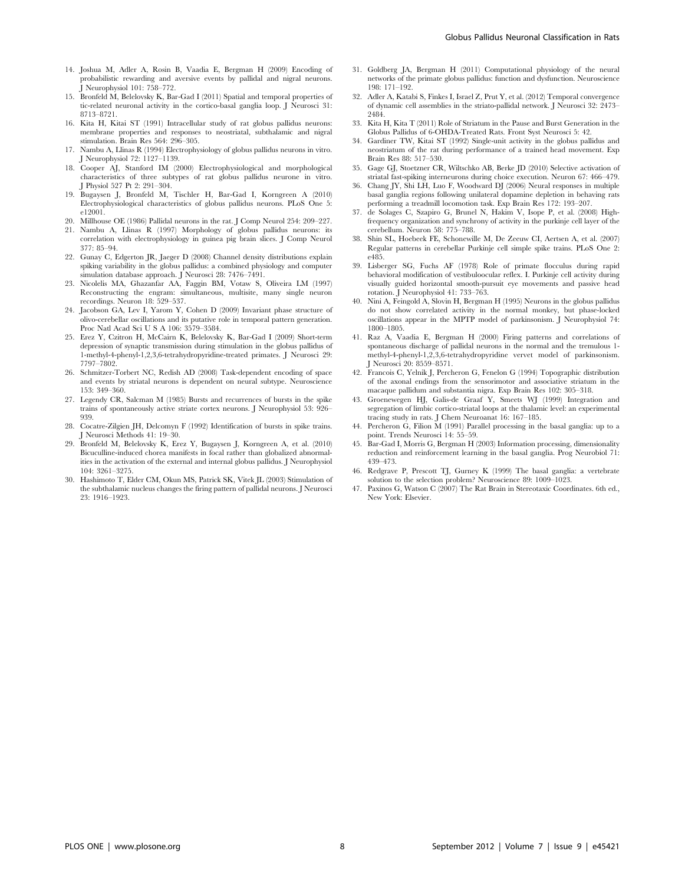14. Joshua M, Adler A, Rosin B, Vaadia E, Bergman H (2009) Encoding of probabilistic rewarding and aversive events by pallidal and nigral neurons. J Neurophysiol 101: 758–772.
15. Bronfeld M, Belelovsky K, Bar-Gad I (2011) Spatial and temporal properties of tic-related neuronal activity in the cortico-basal ganglia loop. J Neurosci 31: 8713–8721.
16. Kita H, Kitai ST (1991) Intracellular study of rat globus pallidus neurons: membrane properties and responses to neostriatal, subthalamic and nigral stimulation. Brain Res 564: 296–305.
17. Nambu A, Llinas R (1994) Electrophysiology of globus pallidus neurons in vitro. J Neurophysiol 72: 1127–1139.
18. Cooper AJ, Stanford IM (2000) Electrophysiological and morphological characteristics of three subtypes of rat globus pallidus neurone in vitro. J Physiol 527 Pt 2: 291–304.
19. Bugaysen J, Bronfeld M, Tischler H, Bar-Gad I, Korngreen A (2010) Electrophysiological characteristics of globus pallidus neurons. PLoS One 5: e12001.
20. Millhouse OE (1986) Pallidal neurons in the rat. J Comp Neurol 254: 209–227.
21. Nambu A, Llinas R (1997) Morphology of globus pallidus neurons: its correlation with electrophysiology in guinea pig brain slices. J Comp Neurol 377: 85–94.
22. Gunay C, Edgerton JR, Jaeger D (2008) Channel density distributions explain spiking variability in the globus pallidus: a combined physiology and computer simulation database approach. J Neurosci 28: 7476–7491.
23. Nicolelis MA, Ghazanfar AA, Faggin BM, Votaw S, Oliveira LM (1997) Reconstructing the engram: simultaneous, multisite, many single neuron recordings. Neuron 18: 529–537.
24. Jacobson GA, Lev I, Yarom Y, Cohen D (2009) Invariant phase structure of olivo-cerebellar oscillations and its putative role in temporal pattern generation. Proc Natl Acad Sci U S A 106: 3579–3584.
25. Erez Y, Czitron H, McCairn K, Belelovsky K, Bar-Gad I (2009) Short-term depression of synaptic transmission during stimulation in the globus pallidus of 1-methyl-4-phenyl-1,2,3,6-tetrahydropyridine-treated primates. J Neurosci 29: 7797–7802.
26. Schmitzer-Torbert NC, Redish AD (2008) Task-dependent encoding of space and events by striatal neurons is dependent on neural subtype. Neuroscience 153: 349–360.
27. Legendy CR, Salcman M (1985) Bursts and recurrences of bursts in the spike trains of spontaneously active striate cortex neurons. J Neurophysiol 53: 926–939.
28. Cocatre-Zilgien JH, Delcomyn F (1992) Identification of bursts in spike trains. J Neurosci Methods 41: 19–30.
29. Bronfeld M, Belelovsky K, Erez Y, Bugaysen J, Korngreen A, et al. (2010) Bicuculline-induced chorea manifests in focal rather than globalized abnormalities in the activation of the external and internal globus pallidus. J Neurophysiol 104: 3261–3275.
30. Hashimoto T, Elder CM, Okun MS, Patrick SK, Vitek JL (2003) Stimulation of the subthalamic nucleus changes the firing pattern of pallidal neurons. J Neurosci 23: 1916–1923.
31. Goldberg JA, Bergman H (2011) Computational physiology of the neural networks of the primate globus pallidus: function and dysfunction. Neuroscience 198: 171–192.
32. Adler A, Katabi S, Finkes I, Israel Z, Prut Y, et al. (2012) Temporal convergence of dynamic cell assemblies in the striato-pallidal network. J Neurosci 32: 2473–2484.
33. Kita H, Kita T (2011) Role of Striatum in the Pause and Burst Generation in the Globus Pallidus of 6-OHDA-Treated Rats. Front Syst Neurosci 5: 42.
34. Gardiner TW, Kitai ST (1992) Single-unit activity in the globus pallidus and neostriatum of the rat during performance of a trained head movement. Exp Brain Res 88: 517–530.
35. Gage GJ, Stoetzner CR, Wiltschko AB, Berke JD (2010) Selective activation of striatal fast-spiking interneurons during choice execution. Neuron 67: 466–479.
36. Chang JY, Shi LH, Luo F, Woodward DJ (2006) Neural responses in multiple basal ganglia regions following unilateral dopamine depletion in behaving rats performing a treadmill locomotion task. Exp Brain Res 172: 193–207.
37. de Solages C, Szapiro G, Brunel N, Hakim V, Isope P, et al. (2008) High-frequency organization and synchrony of activity in the purkinje cell layer of the cerebellum. Neuron 58: 775–788.
38. Shin SL, Hoebeek FE, Schonewille M, De Zeeuw CI, Aertsen A, et al. (2007) Regular patterns in cerebellar Purkinje cell simple spike trains. PLoS One 2: e485.
39. Lisberger SG, Fuchs AF (1978) Role of primate flocculus during rapid behavioral modification of vestibuloocular reflex. I. Purkinje cell activity during visually guided horizontal smooth-pursuit eye movements and passive head rotation. J Neurophysiol 41: 733–763.
40. Nini A, Feingold A, Slovin H, Bergman H (1995) Neurons in the globus pallidus do not show correlated activity in the normal monkey, but phase-locked oscillations appear in the MPTP model of parkinsonism. J Neurophysiol 74: 1800–1805.
41. Raz A, Vaadia E, Bergman H (2000) Firing patterns and correlations of spontaneous discharge of pallidal neurons in the normal and the tremulous 1-methyl-4-phenyl-1,2,3,6-tetrahydropyridine vervet model of parkinsonism. J Neurosci 20: 8559–8571.
42. Francois C, Yelnik J, Percheron G, Fenelon G (1994) Topographic distribution of the axonal endings from the sensorimotor and associative striatum in the macaque pallidum and substantia nigra. Exp Brain Res 102: 305–318.
43. Groenewegen HJ, Galis-de Graaf Y, Smeets WJ (1999) Integration and segregation of limbic cortico-striatal loops at the thalamic level: an experimental tracing study in rats. J Chem Neuroanat 16: 167–185.
44. Percheron G, Filion M (1991) Parallel processing in the basal ganglia: up to a point. Trends Neurosci 14: 55–59.
45. Bar-Gad I, Morris G, Bergman H (2003) Information processing, dimensionality reduction and reinforcement learning in the basal ganglia. Prog Neurobiol 71: 439–473.
46. Redgrave P, Prescott TJ, Gurney K (1999) The basal ganglia: a vertebrate solution to the selection problem? Neuroscience 89: 1009–1023.
47. Paxinos G, Watson C (2007) The Rat Brain in Stereotaxic Coordinates. 6th ed., New York: Elsevier.